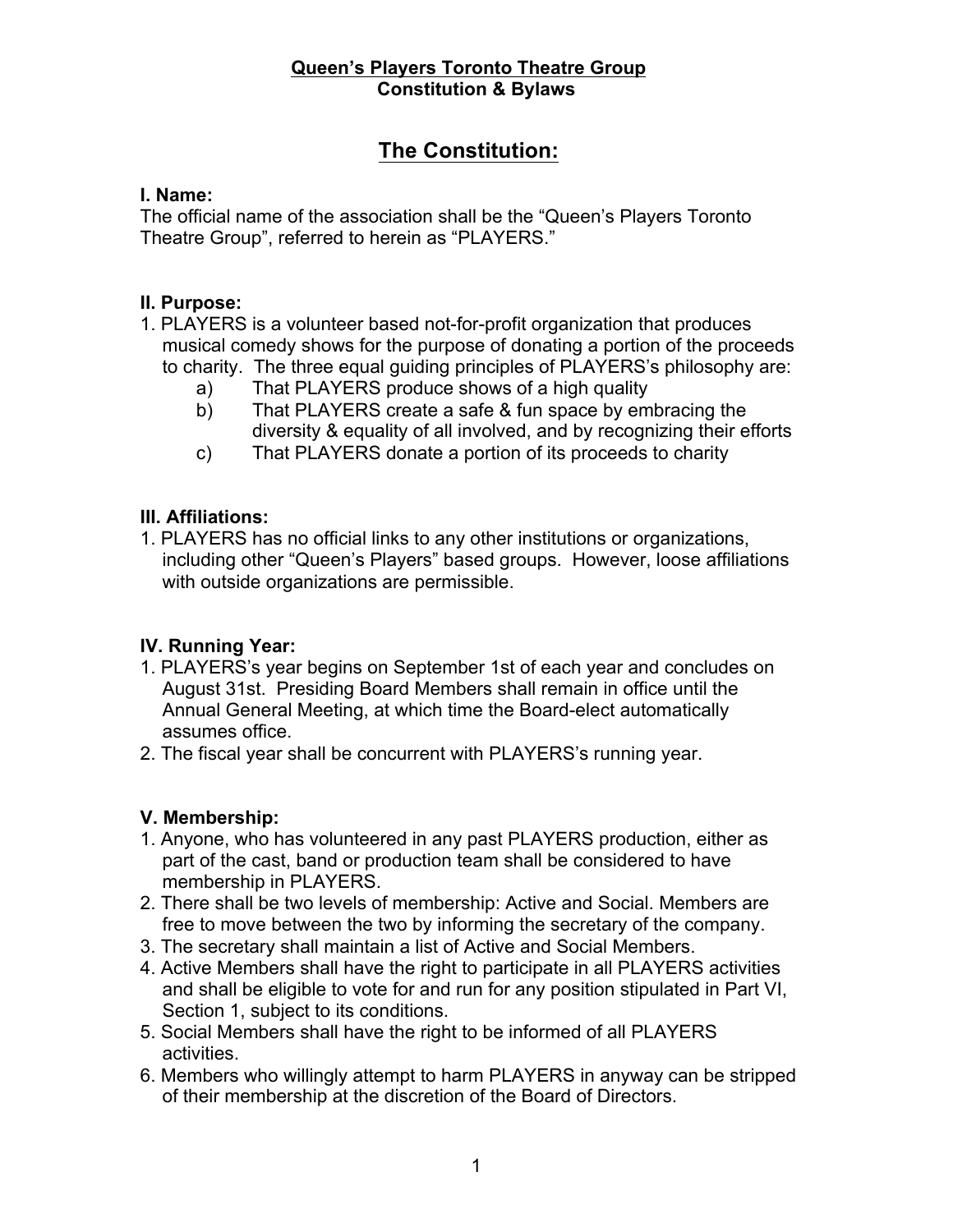**Queen's Players Toronto Theatre Group**
**Constitution & Bylaws**

# The Constitution:

### I. Name:

The official name of the association shall be the "Queen's Players Toronto Theatre Group", referred to herein as "PLAYERS."

### II. Purpose:

1. PLAYERS is a volunteer based not-for-profit organization that produces musical comedy shows for the purpose of donating a portion of the proceeds to charity. The three equal guiding principles of PLAYERS's philosophy are:
   a) That PLAYERS produce shows of a high quality
   b) That PLAYERS create a safe & fun space by embracing the diversity & equality of all involved, and by recognizing their efforts
   c) That PLAYERS donate a portion of its proceeds to charity

### III. Affiliations:

1. PLAYERS has no official links to any other institutions or organizations, including other "Queen's Players" based groups. However, loose affiliations with outside organizations are permissible.

### IV. Running Year:

1. PLAYERS's year begins on September 1st of each year and concludes on August 31st. Presiding Board Members shall remain in office until the Annual General Meeting, at which time the Board-elect automatically assumes office.
2. The fiscal year shall be concurrent with PLAYERS's running year.

### V. Membership:

1. Anyone, who has volunteered in any past PLAYERS production, either as part of the cast, band or production team shall be considered to have membership in PLAYERS.
2. There shall be two levels of membership: Active and Social. Members are free to move between the two by informing the secretary of the company.
3. The secretary shall maintain a list of Active and Social Members.
4. Active Members shall have the right to participate in all PLAYERS activities and shall be eligible to vote for and run for any position stipulated in Part VI, Section 1, subject to its conditions.
5. Social Members shall have the right to be informed of all PLAYERS activities.
6. Members who willingly attempt to harm PLAYERS in anyway can be stripped of their membership at the discretion of the Board of Directors.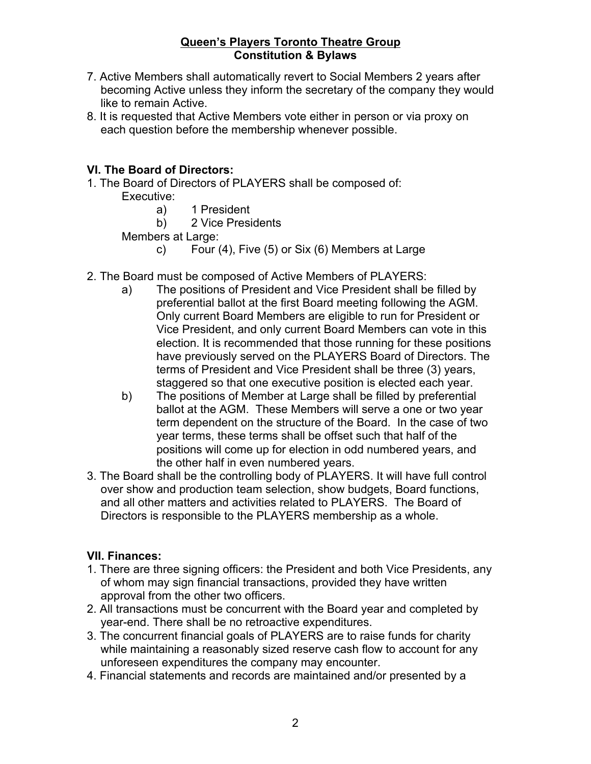7. Active Members shall automatically revert to Social Members 2 years after becoming Active unless they inform the secretary of the company they would like to remain Active.
8. It is requested that Active Members vote either in person or via proxy on each question before the membership whenever possible.

### VI. The Board of Directors:

1. The Board of Directors of PLAYERS shall be composed of:

   Executive:

   a) 1 President

   b) 2 Vice Presidents

   Members at Large:

   c) Four (4), Five (5) or Six (6) Members at Large

2. The Board must be composed of Active Members of PLAYERS:

   a) The positions of President and Vice President shall be filled by preferential ballot at the first Board meeting following the AGM. Only current Board Members are eligible to run for President or Vice President, and only current Board Members can vote in this election. It is recommended that those running for these positions have previously served on the PLAYERS Board of Directors. The terms of President and Vice President shall be three (3) years, staggered so that one executive position is elected each year.

   b) The positions of Member at Large shall be filled by preferential ballot at the AGM. These Members will serve a one or two year term dependent on the structure of the Board. In the case of two year terms, these terms shall be offset such that half of the positions will come up for election in odd numbered years, and the other half in even numbered years.

3. The Board shall be the controlling body of PLAYERS. It will have full control over show and production team selection, show budgets, Board functions, and all other matters and activities related to PLAYERS. The Board of Directors is responsible to the PLAYERS membership as a whole.

### VII. Finances:

1. There are three signing officers: the President and both Vice Presidents, any of whom may sign financial transactions, provided they have written approval from the other two officers.
2. All transactions must be concurrent with the Board year and completed by year-end. There shall be no retroactive expenditures.
3. The concurrent financial goals of PLAYERS are to raise funds for charity while maintaining a reasonably sized reserve cash flow to account for any unforeseen expenditures the company may encounter.
4. Financial statements and records are maintained and/or presented by a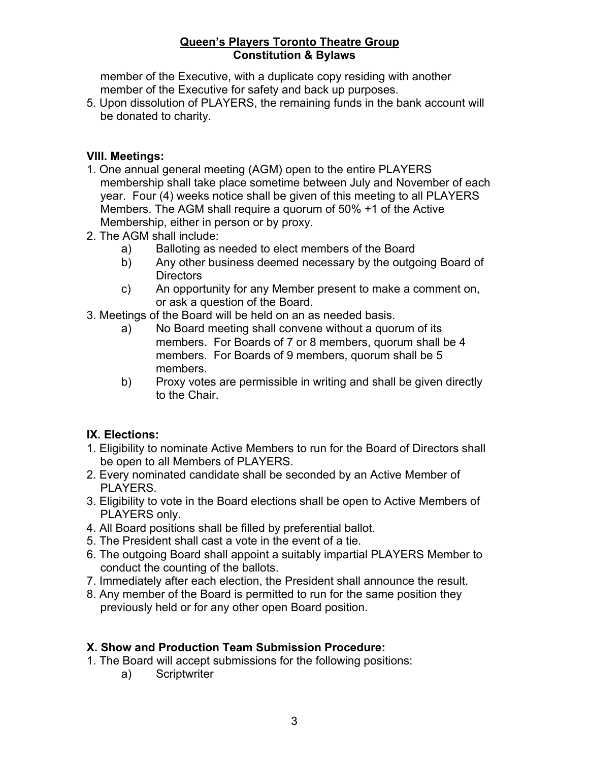member of the Executive, with a duplicate copy residing with another member of the Executive for safety and back up purposes.

5. Upon dissolution of PLAYERS, the remaining funds in the bank account will be donated to charity.

### VIII. Meetings:

1. One annual general meeting (AGM) open to the entire PLAYERS membership shall take place sometime between July and November of each year. Four (4) weeks notice shall be given of this meeting to all PLAYERS Members. The AGM shall require a quorum of 50% +1 of the Active Membership, either in person or by proxy.
2. The AGM shall include:
   a) Balloting as needed to elect members of the Board
   b) Any other business deemed necessary by the outgoing Board of Directors
   c) An opportunity for any Member present to make a comment on, or ask a question of the Board.
3. Meetings of the Board will be held on an as needed basis.
   a) No Board meeting shall convene without a quorum of its members. For Boards of 7 or 8 members, quorum shall be 4 members. For Boards of 9 members, quorum shall be 5 members.
   b) Proxy votes are permissible in writing and shall be given directly to the Chair.

### IX. Elections:

1. Eligibility to nominate Active Members to run for the Board of Directors shall be open to all Members of PLAYERS.
2. Every nominated candidate shall be seconded by an Active Member of PLAYERS.
3. Eligibility to vote in the Board elections shall be open to Active Members of PLAYERS only.
4. All Board positions shall be filled by preferential ballot.
5. The President shall cast a vote in the event of a tie.
6. The outgoing Board shall appoint a suitably impartial PLAYERS Member to conduct the counting of the ballots.
7. Immediately after each election, the President shall announce the result.
8. Any member of the Board is permitted to run for the same position they previously held or for any other open Board position.

### X. Show and Production Team Submission Procedure:

1. The Board will accept submissions for the following positions:
   a) Scriptwriter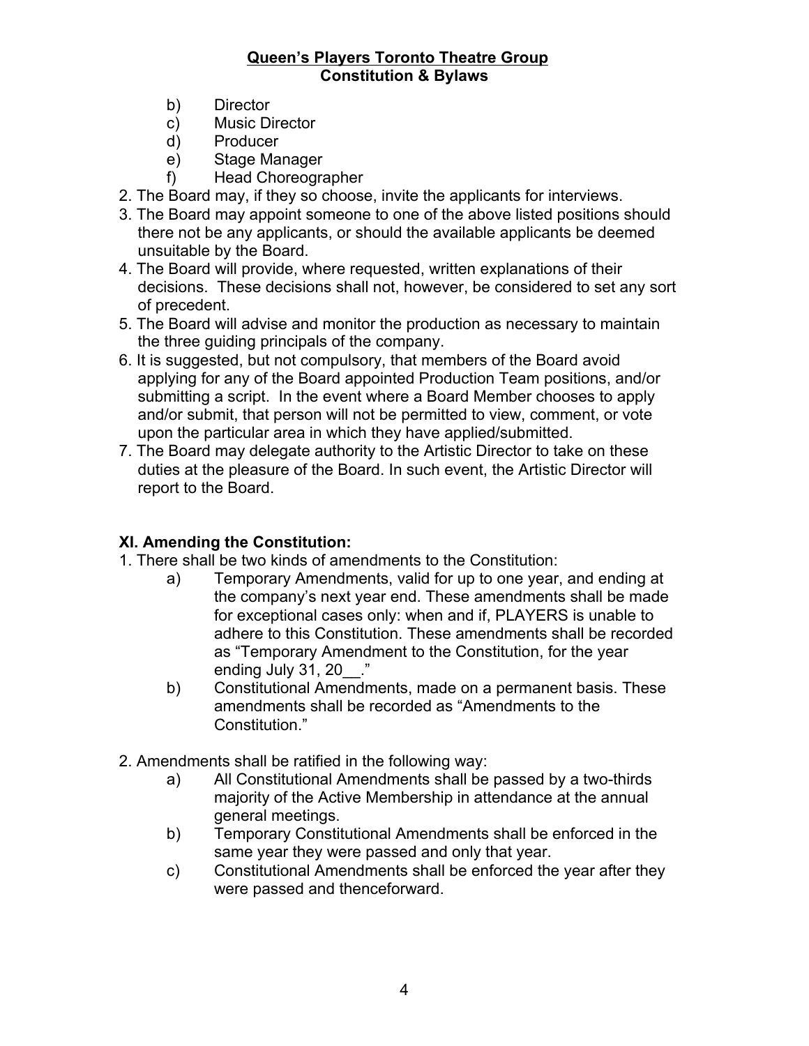b) Director
c) Music Director
d) Producer
e) Stage Manager
f) Head Choreographer

2. The Board may, if they so choose, invite the applicants for interviews.
3. The Board may appoint someone to one of the above listed positions should there not be any applicants, or should the available applicants be deemed unsuitable by the Board.
4. The Board will provide, where requested, written explanations of their decisions. These decisions shall not, however, be considered to set any sort of precedent.
5. The Board will advise and monitor the production as necessary to maintain the three guiding principals of the company.
6. It is suggested, but not compulsory, that members of the Board avoid applying for any of the Board appointed Production Team positions, and/or submitting a script. In the event where a Board Member chooses to apply and/or submit, that person will not be permitted to view, comment, or vote upon the particular area in which they have applied/submitted.
7. The Board may delegate authority to the Artistic Director to take on these duties at the pleasure of the Board. In such event, the Artistic Director will report to the Board.

## XI. Amending the Constitution:

1. There shall be two kinds of amendments to the Constitution:
   a) Temporary Amendments, valid for up to one year, and ending at the company's next year end. These amendments shall be made for exceptional cases only: when and if, PLAYERS is unable to adhere to this Constitution. These amendments shall be recorded as "Temporary Amendment to the Constitution, for the year ending July 31, 20__."
   b) Constitutional Amendments, made on a permanent basis. These amendments shall be recorded as "Amendments to the Constitution."

2. Amendments shall be ratified in the following way:
   a) All Constitutional Amendments shall be passed by a two-thirds majority of the Active Membership in attendance at the annual general meetings.
   b) Temporary Constitutional Amendments shall be enforced in the same year they were passed and only that year.
   c) Constitutional Amendments shall be enforced the year after they were passed and thenceforward.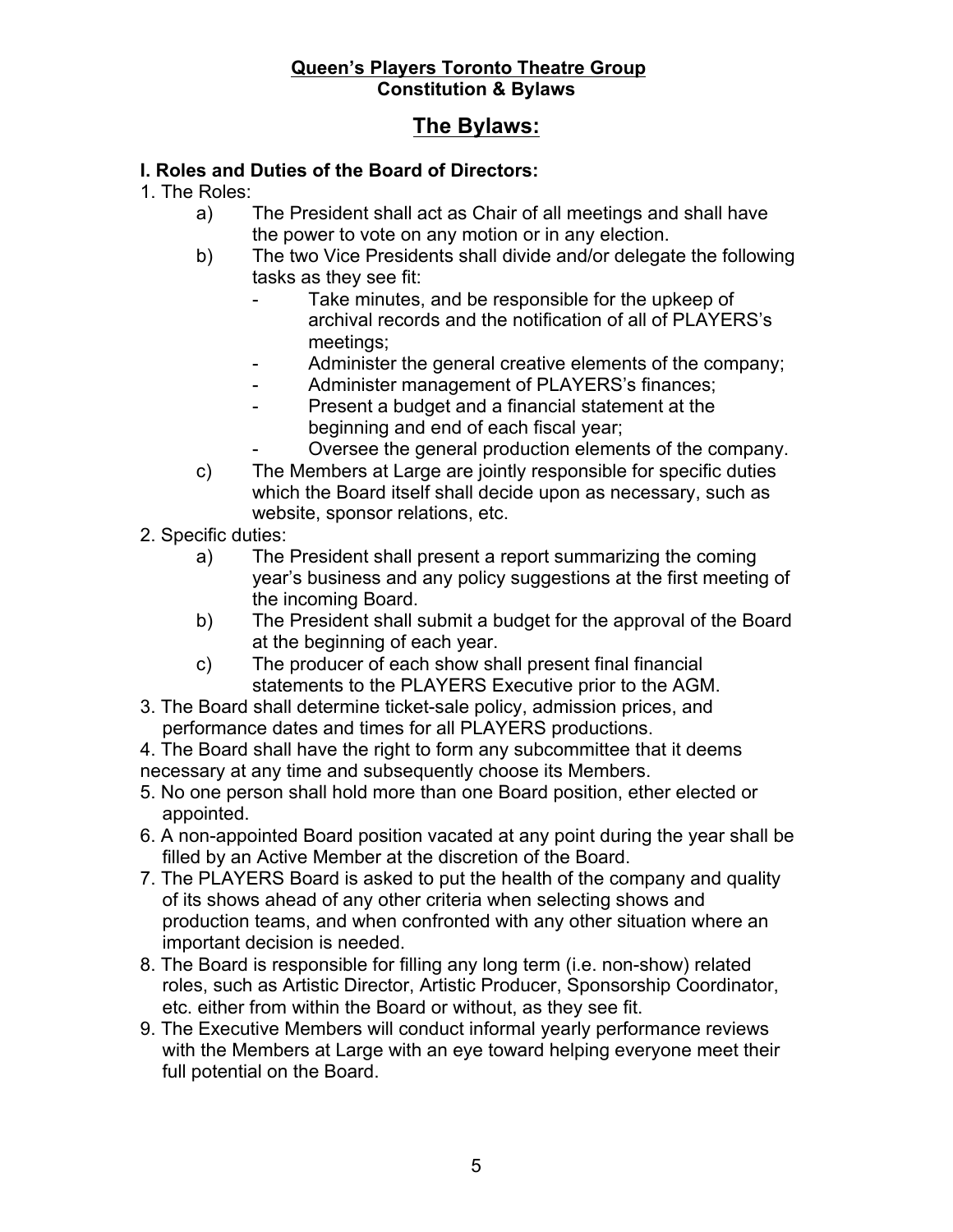**Queen's Players Toronto Theatre Group**
**Constitution & Bylaws**

# The Bylaws:

### I. Roles and Duties of the Board of Directors:

1. The Roles:
   a) The President shall act as Chair of all meetings and shall have the power to vote on any motion or in any election.
   b) The two Vice Presidents shall divide and/or delegate the following tasks as they see fit:
      - Take minutes, and be responsible for the upkeep of archival records and the notification of all of PLAYERS's meetings;
      - Administer the general creative elements of the company;
      - Administer management of PLAYERS's finances;
      - Present a budget and a financial statement at the beginning and end of each fiscal year;
      - Oversee the general production elements of the company.
   c) The Members at Large are jointly responsible for specific duties which the Board itself shall decide upon as necessary, such as website, sponsor relations, etc.
2. Specific duties:
   a) The President shall present a report summarizing the coming year's business and any policy suggestions at the first meeting of the incoming Board.
   b) The President shall submit a budget for the approval of the Board at the beginning of each year.
   c) The producer of each show shall present final financial statements to the PLAYERS Executive prior to the AGM.
3. The Board shall determine ticket-sale policy, admission prices, and performance dates and times for all PLAYERS productions.
4. The Board shall have the right to form any subcommittee that it deems necessary at any time and subsequently choose its Members.
5. No one person shall hold more than one Board position, ether elected or appointed.
6. A non-appointed Board position vacated at any point during the year shall be filled by an Active Member at the discretion of the Board.
7. The PLAYERS Board is asked to put the health of the company and quality of its shows ahead of any other criteria when selecting shows and production teams, and when confronted with any other situation where an important decision is needed.
8. The Board is responsible for filling any long term (i.e. non-show) related roles, such as Artistic Director, Artistic Producer, Sponsorship Coordinator, etc. either from within the Board or without, as they see fit.
9. The Executive Members will conduct informal yearly performance reviews with the Members at Large with an eye toward helping everyone meet their full potential on the Board.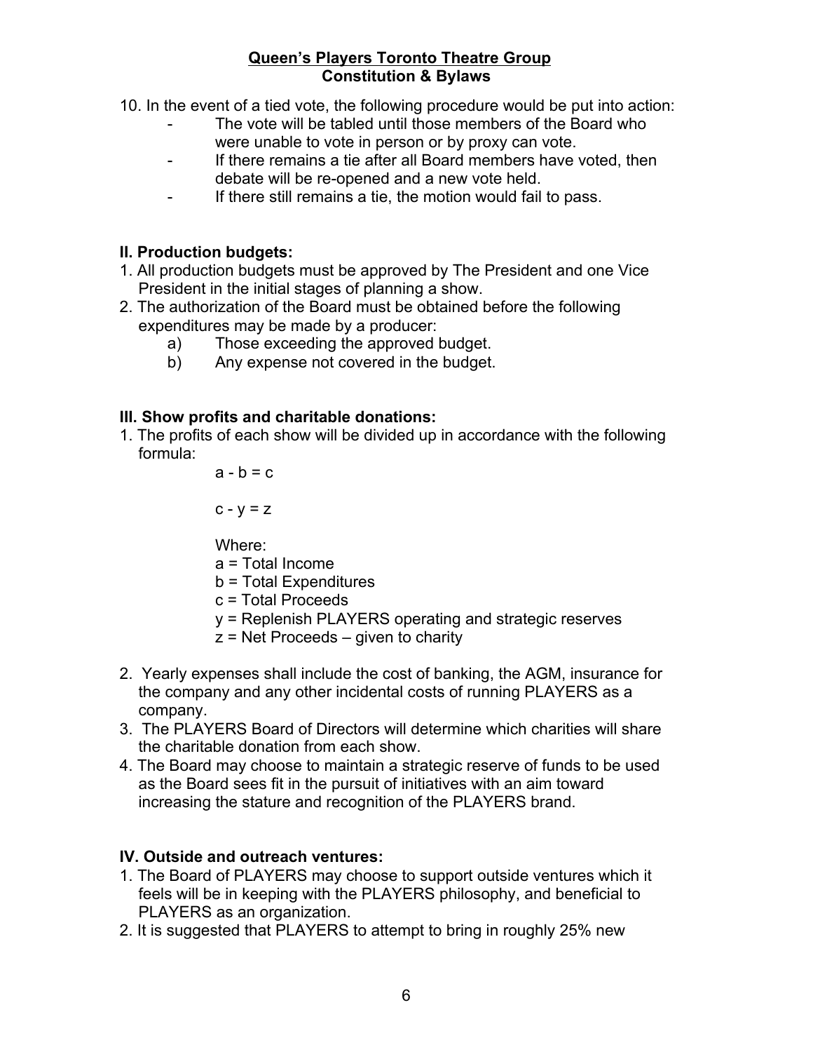10. In the event of a tied vote, the following procedure would be put into action:
    - The vote will be tabled until those members of the Board who were unable to vote in person or by proxy can vote.
    - If there remains a tie after all Board members have voted, then debate will be re-opened and a new vote held.
    - If there still remains a tie, the motion would fail to pass.

**II. Production budgets:**

1. All production budgets must be approved by The President and one Vice President in the initial stages of planning a show.
2. The authorization of the Board must be obtained before the following expenditures may be made by a producer:
    a) Those exceeding the approved budget.
    b) Any expense not covered in the budget.

**III. Show profits and charitable donations:**

1. The profits of each show will be divided up in accordance with the following formula:

    $a - b = c$

    $c - y = z$

    Where:
    a = Total Income
    b = Total Expenditures
    c = Total Proceeds
    y = Replenish PLAYERS operating and strategic reserves
    z = Net Proceeds – given to charity

2. Yearly expenses shall include the cost of banking, the AGM, insurance for the company and any other incidental costs of running PLAYERS as a company.
3. The PLAYERS Board of Directors will determine which charities will share the charitable donation from each show.
4. The Board may choose to maintain a strategic reserve of funds to be used as the Board sees fit in the pursuit of initiatives with an aim toward increasing the stature and recognition of the PLAYERS brand.

**IV. Outside and outreach ventures:**

1. The Board of PLAYERS may choose to support outside ventures which it feels will be in keeping with the PLAYERS philosophy, and beneficial to PLAYERS as an organization.
2. It is suggested that PLAYERS to attempt to bring in roughly 25% new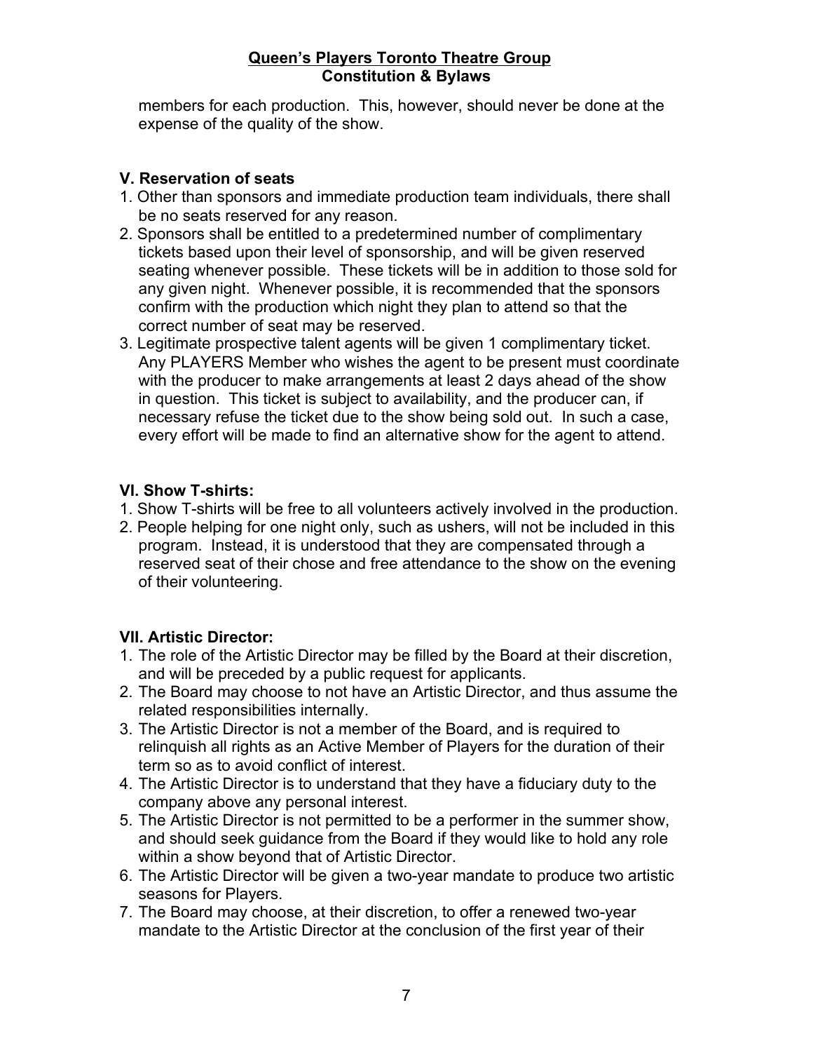members for each production. This, however, should never be done at the expense of the quality of the show.

### V. Reservation of seats

1. Other than sponsors and immediate production team individuals, there shall be no seats reserved for any reason.
2. Sponsors shall be entitled to a predetermined number of complimentary tickets based upon their level of sponsorship, and will be given reserved seating whenever possible. These tickets will be in addition to those sold for any given night. Whenever possible, it is recommended that the sponsors confirm with the production which night they plan to attend so that the correct number of seat may be reserved.
3. Legitimate prospective talent agents will be given 1 complimentary ticket. Any PLAYERS Member who wishes the agent to be present must coordinate with the producer to make arrangements at least 2 days ahead of the show in question. This ticket is subject to availability, and the producer can, if necessary refuse the ticket due to the show being sold out. In such a case, every effort will be made to find an alternative show for the agent to attend.

### VI. Show T-shirts:

1. Show T-shirts will be free to all volunteers actively involved in the production.
2. People helping for one night only, such as ushers, will not be included in this program. Instead, it is understood that they are compensated through a reserved seat of their chose and free attendance to the show on the evening of their volunteering.

### VII. Artistic Director:

1. The role of the Artistic Director may be filled by the Board at their discretion, and will be preceded by a public request for applicants.
2. The Board may choose to not have an Artistic Director, and thus assume the related responsibilities internally.
3. The Artistic Director is not a member of the Board, and is required to relinquish all rights as an Active Member of Players for the duration of their term so as to avoid conflict of interest.
4. The Artistic Director is to understand that they have a fiduciary duty to the company above any personal interest.
5. The Artistic Director is not permitted to be a performer in the summer show, and should seek guidance from the Board if they would like to hold any role within a show beyond that of Artistic Director.
6. The Artistic Director will be given a two-year mandate to produce two artistic seasons for Players.
7. The Board may choose, at their discretion, to offer a renewed two-year mandate to the Artistic Director at the conclusion of the first year of their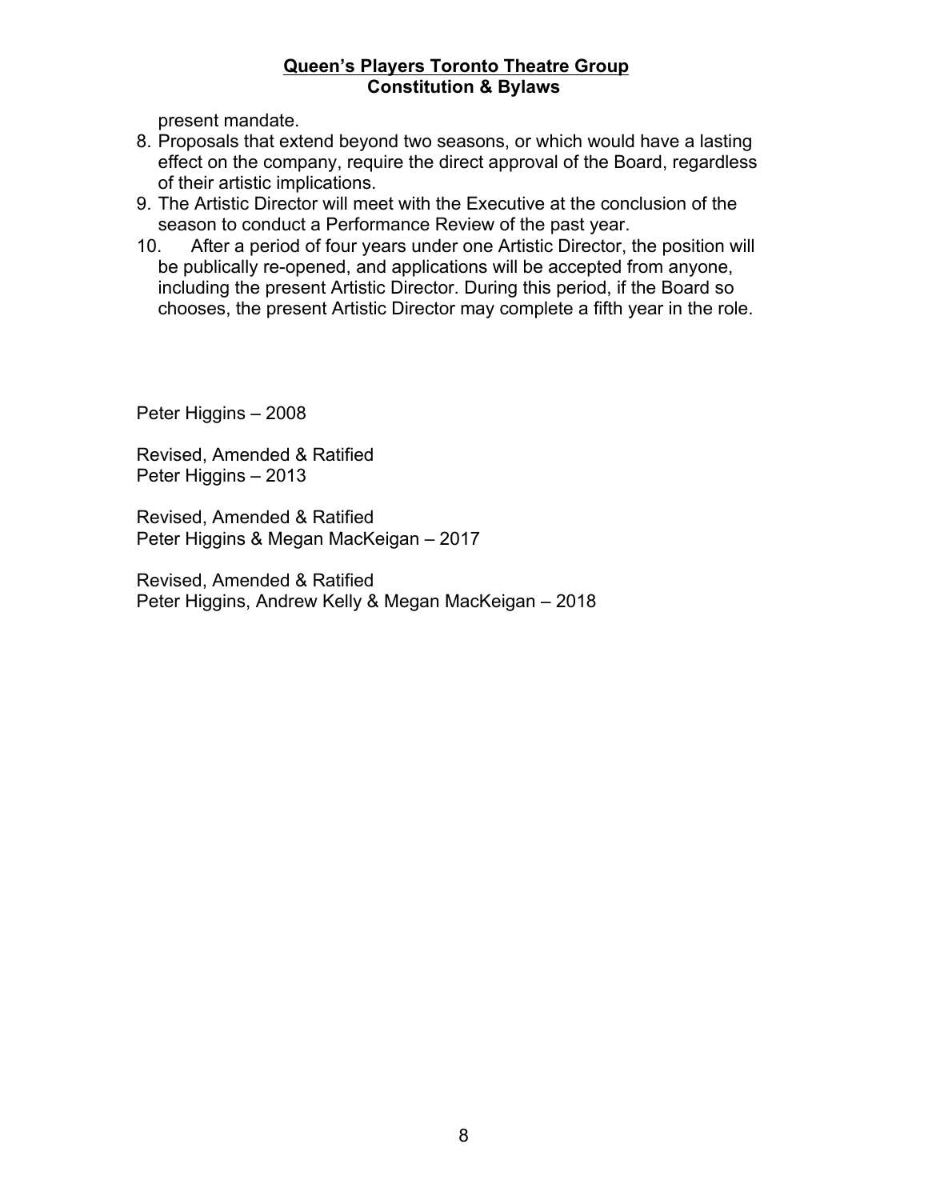present mandate.

8. Proposals that extend beyond two seasons, or which would have a lasting effect on the company, require the direct approval of the Board, regardless of their artistic implications.
9. The Artistic Director will meet with the Executive at the conclusion of the season to conduct a Performance Review of the past year.
10. After a period of four years under one Artistic Director, the position will be publically re-opened, and applications will be accepted from anyone, including the present Artistic Director. During this period, if the Board so chooses, the present Artistic Director may complete a fifth year in the role.

Peter Higgins – 2008

Revised, Amended & Ratified
Peter Higgins – 2013

Revised, Amended & Ratified
Peter Higgins & Megan MacKeigan – 2017

Revised, Amended & Ratified
Peter Higgins, Andrew Kelly & Megan MacKeigan – 2018